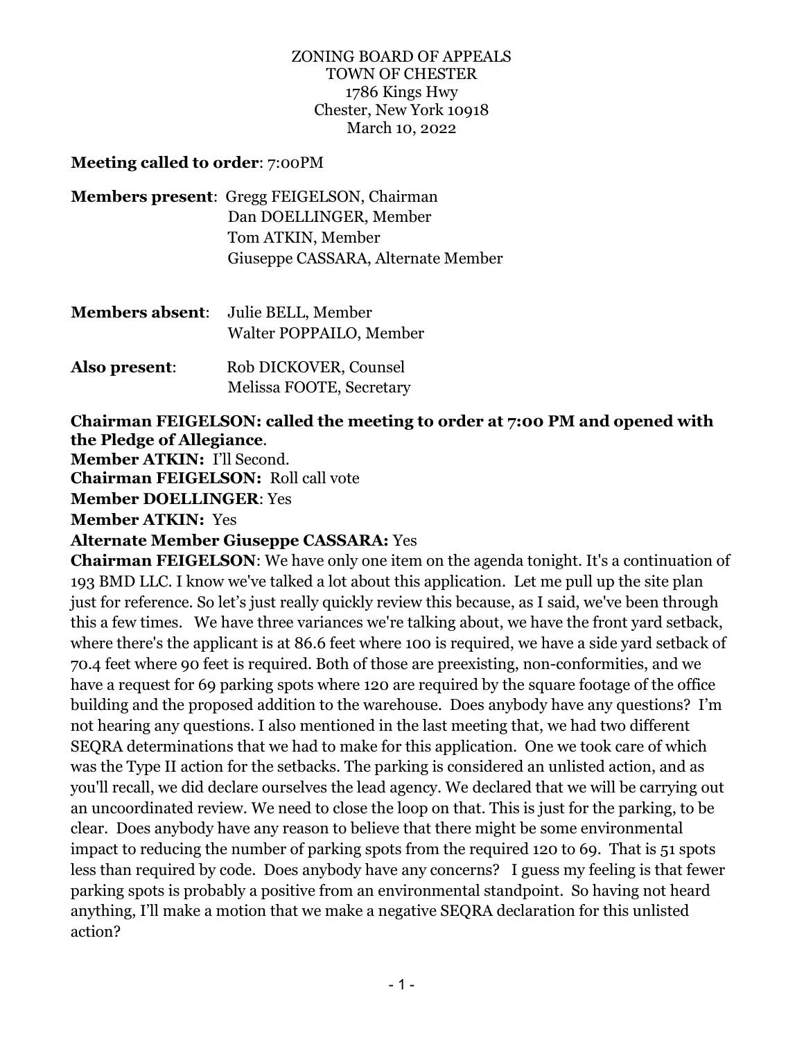ZONING BOARD OF APPEALS
TOWN OF CHESTER
1786 Kings Hwy
Chester, New York 10918
March 10, 2022

**Meeting called to order**: 7:00PM

**Members present**: Gregg FEIGELSON, Chairman
Dan DOELLINGER, Member
Tom ATKIN, Member
Giuseppe CASSARA, Alternate Member

**Members absent**: Julie BELL, Member
Walter POPPAILO, Member

**Also present**: Rob DICKOVER, Counsel
Melissa FOOTE, Secretary

**Chairman FEIGELSON: called the meeting to order at 7:00 PM and opened with the Pledge of Allegiance**.

**Member ATKIN:** I'll Second.

**Chairman FEIGELSON:** Roll call vote

**Member DOELLINGER**: Yes

**Member ATKIN:** Yes

**Alternate Member Giuseppe CASSARA:** Yes

**Chairman FEIGELSON**: We have only one item on the agenda tonight. It's a continuation of 193 BMD LLC. I know we've talked a lot about this application. Let me pull up the site plan just for reference. So let's just really quickly review this because, as I said, we've been through this a few times. We have three variances we're talking about, we have the front yard setback, where there's the applicant is at 86.6 feet where 100 is required, we have a side yard setback of 70.4 feet where 90 feet is required. Both of those are preexisting, non-conformities, and we have a request for 69 parking spots where 120 are required by the square footage of the office building and the proposed addition to the warehouse. Does anybody have any questions? I'm not hearing any questions. I also mentioned in the last meeting that, we had two different SEQRA determinations that we had to make for this application. One we took care of which was the Type II action for the setbacks. The parking is considered an unlisted action, and as you'll recall, we did declare ourselves the lead agency. We declared that we will be carrying out an uncoordinated review. We need to close the loop on that. This is just for the parking, to be clear. Does anybody have any reason to believe that there might be some environmental impact to reducing the number of parking spots from the required 120 to 69. That is 51 spots less than required by code. Does anybody have any concerns? I guess my feeling is that fewer parking spots is probably a positive from an environmental standpoint. So having not heard anything, I'll make a motion that we make a negative SEQRA declaration for this unlisted action?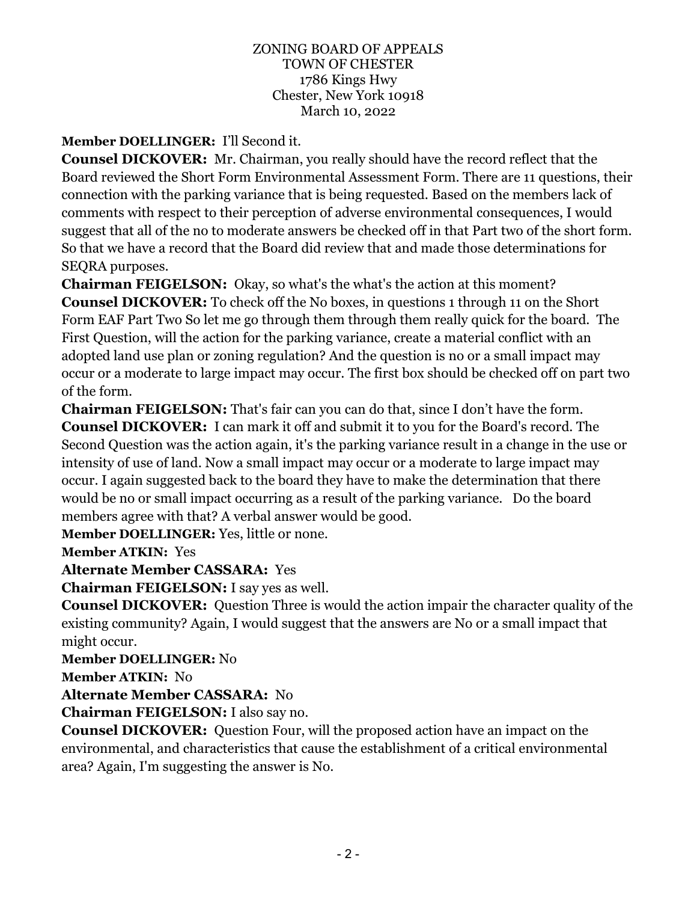ZONING BOARD OF APPEALS
TOWN OF CHESTER
1786 Kings Hwy
Chester, New York 10918
March 10, 2022

**Member DOELLINGER:** I'll Second it.

**Counsel DICKOVER:** Mr. Chairman, you really should have the record reflect that the Board reviewed the Short Form Environmental Assessment Form. There are 11 questions, their connection with the parking variance that is being requested. Based on the members lack of comments with respect to their perception of adverse environmental consequences, I would suggest that all of the no to moderate answers be checked off in that Part two of the short form. So that we have a record that the Board did review that and made those determinations for SEQRA purposes.

**Chairman FEIGELSON:** Okay, so what's the what's the action at this moment?

**Counsel DICKOVER:** To check off the No boxes, in questions 1 through 11 on the Short Form EAF Part Two So let me go through them through them really quick for the board. The First Question, will the action for the parking variance, create a material conflict with an adopted land use plan or zoning regulation? And the question is no or a small impact may occur or a moderate to large impact may occur. The first box should be checked off on part two of the form.

**Chairman FEIGELSON:** That's fair can you can do that, since I don't have the form.

**Counsel DICKOVER:** I can mark it off and submit it to you for the Board's record. The Second Question was the action again, it's the parking variance result in a change in the use or intensity of use of land. Now a small impact may occur or a moderate to large impact may occur. I again suggested back to the board they have to make the determination that there would be no or small impact occurring as a result of the parking variance. Do the board members agree with that? A verbal answer would be good.

**Member DOELLINGER:** Yes, little or none.

**Member ATKIN:** Yes

**Alternate Member CASSARA:** Yes

**Chairman FEIGELSON:** I say yes as well.

**Counsel DICKOVER:** Question Three is would the action impair the character quality of the existing community? Again, I would suggest that the answers are No or a small impact that might occur.

**Member DOELLINGER:** No

**Member ATKIN:** No

**Alternate Member CASSARA:** No

**Chairman FEIGELSON:** I also say no.

**Counsel DICKOVER:** Question Four, will the proposed action have an impact on the environmental, and characteristics that cause the establishment of a critical environmental area? Again, I'm suggesting the answer is No.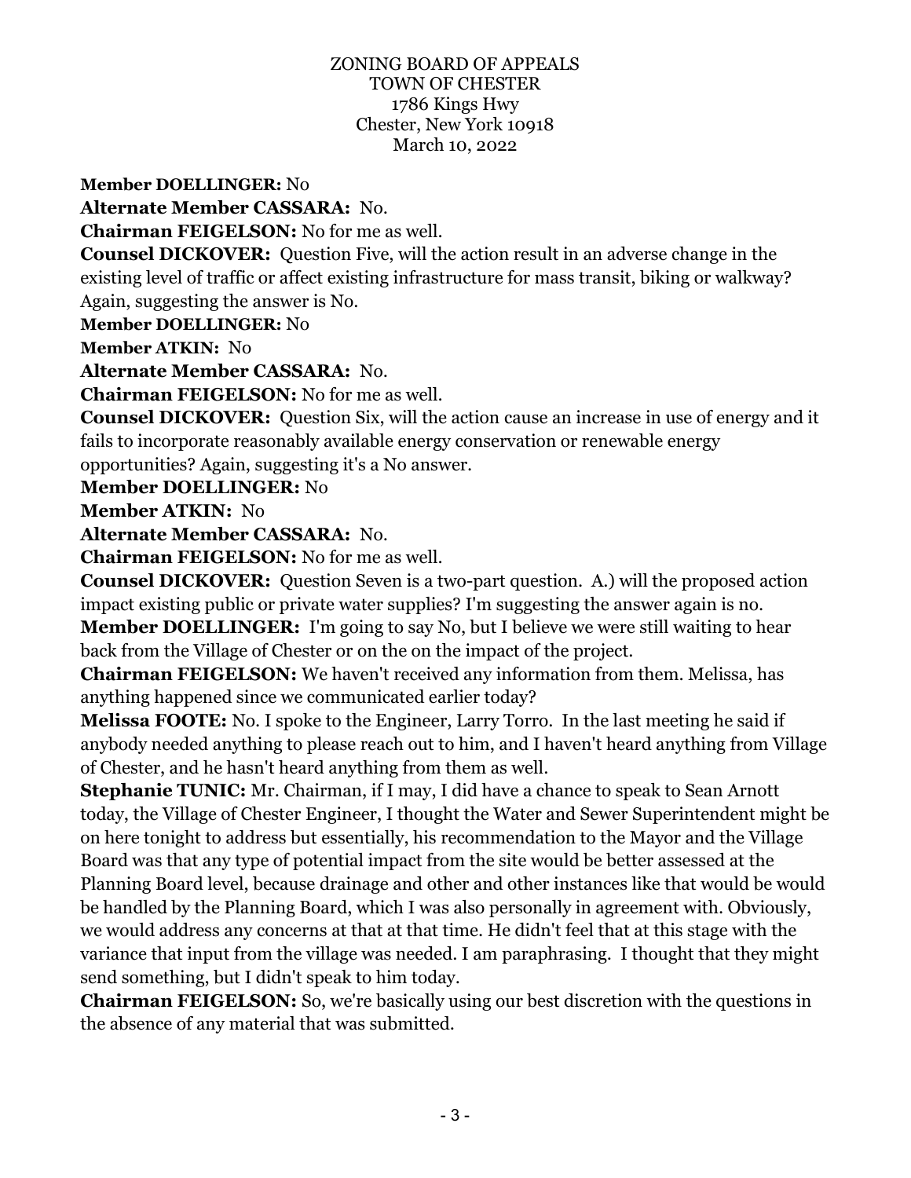**Member DOELLINGER:** No

**Alternate Member CASSARA:** No.

**Chairman FEIGELSON:** No for me as well.

**Counsel DICKOVER:** Question Five, will the action result in an adverse change in the existing level of traffic or affect existing infrastructure for mass transit, biking or walkway? Again, suggesting the answer is No.

**Member DOELLINGER:** No

**Member ATKIN:** No

**Alternate Member CASSARA:** No.

**Chairman FEIGELSON:** No for me as well.

**Counsel DICKOVER:** Question Six, will the action cause an increase in use of energy and it fails to incorporate reasonably available energy conservation or renewable energy opportunities? Again, suggesting it's a No answer.

**Member DOELLINGER:** No

**Member ATKIN:** No

**Alternate Member CASSARA:** No.

**Chairman FEIGELSON:** No for me as well.

**Counsel DICKOVER:** Question Seven is a two-part question. A.) will the proposed action impact existing public or private water supplies? I'm suggesting the answer again is no.

**Member DOELLINGER:** I'm going to say No, but I believe we were still waiting to hear back from the Village of Chester or on the on the impact of the project.

**Chairman FEIGELSON:** We haven't received any information from them. Melissa, has anything happened since we communicated earlier today?

**Melissa FOOTE:** No. I spoke to the Engineer, Larry Torro. In the last meeting he said if anybody needed anything to please reach out to him, and I haven't heard anything from Village of Chester, and he hasn't heard anything from them as well.

**Stephanie TUNIC:** Mr. Chairman, if I may, I did have a chance to speak to Sean Arnott today, the Village of Chester Engineer, I thought the Water and Sewer Superintendent might be on here tonight to address but essentially, his recommendation to the Mayor and the Village Board was that any type of potential impact from the site would be better assessed at the Planning Board level, because drainage and other and other instances like that would be would be handled by the Planning Board, which I was also personally in agreement with. Obviously, we would address any concerns at that at that time. He didn't feel that at this stage with the variance that input from the village was needed. I am paraphrasing. I thought that they might send something, but I didn't speak to him today.

**Chairman FEIGELSON:** So, we're basically using our best discretion with the questions in the absence of any material that was submitted.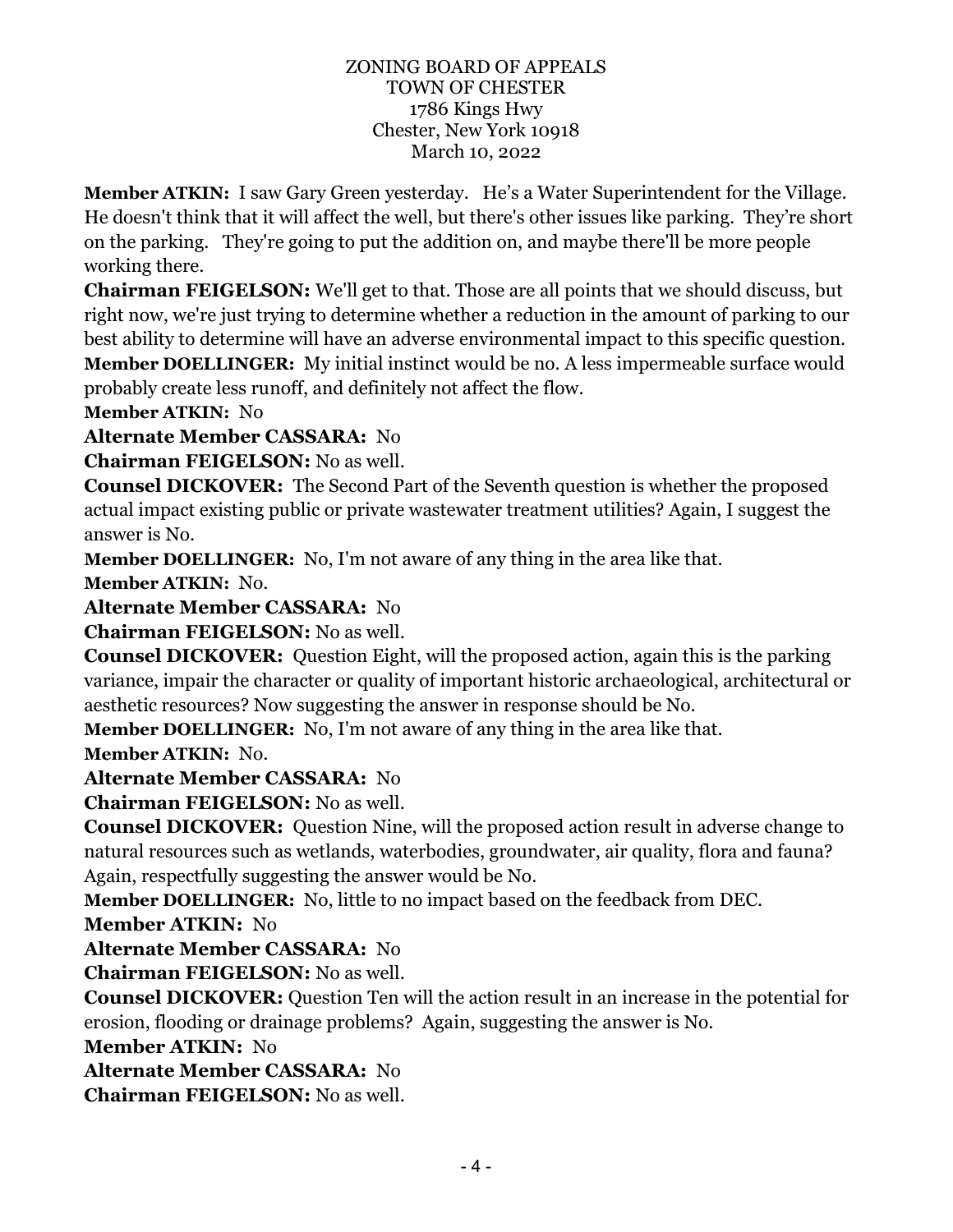ZONING BOARD OF APPEALS
TOWN OF CHESTER
1786 Kings Hwy
Chester, New York 10918
March 10, 2022

**Member ATKIN:** I saw Gary Green yesterday. He's a Water Superintendent for the Village. He doesn't think that it will affect the well, but there's other issues like parking. They're short on the parking. They're going to put the addition on, and maybe there'll be more people working there.

**Chairman FEIGELSON:** We'll get to that. Those are all points that we should discuss, but right now, we're just trying to determine whether a reduction in the amount of parking to our best ability to determine will have an adverse environmental impact to this specific question.

**Member DOELLINGER:** My initial instinct would be no. A less impermeable surface would probably create less runoff, and definitely not affect the flow.

**Member ATKIN:** No

**Alternate Member CASSARA:** No

**Chairman FEIGELSON:** No as well.

**Counsel DICKOVER:** The Second Part of the Seventh question is whether the proposed actual impact existing public or private wastewater treatment utilities? Again, I suggest the answer is No.

**Member DOELLINGER:** No, I'm not aware of any thing in the area like that.

**Member ATKIN:** No.

**Alternate Member CASSARA:** No

**Chairman FEIGELSON:** No as well.

**Counsel DICKOVER:** Question Eight, will the proposed action, again this is the parking variance, impair the character or quality of important historic archaeological, architectural or aesthetic resources? Now suggesting the answer in response should be No.

**Member DOELLINGER:** No, I'm not aware of any thing in the area like that.

**Member ATKIN:** No.

**Alternate Member CASSARA:** No

**Chairman FEIGELSON:** No as well.

**Counsel DICKOVER:** Question Nine, will the proposed action result in adverse change to natural resources such as wetlands, waterbodies, groundwater, air quality, flora and fauna? Again, respectfully suggesting the answer would be No.

**Member DOELLINGER:** No, little to no impact based on the feedback from DEC.

**Member ATKIN:** No

**Alternate Member CASSARA:** No

**Chairman FEIGELSON:** No as well.

**Counsel DICKOVER:** Question Ten will the action result in an increase in the potential for erosion, flooding or drainage problems? Again, suggesting the answer is No.

**Member ATKIN:** No

**Alternate Member CASSARA:** No

**Chairman FEIGELSON:** No as well.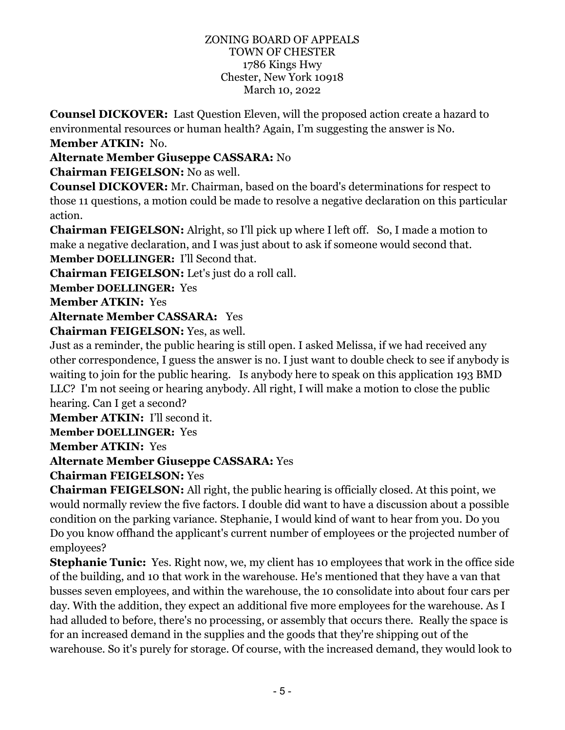**Counsel DICKOVER:** Last Question Eleven, will the proposed action create a hazard to environmental resources or human health? Again, I'm suggesting the answer is No.

**Member ATKIN:** No.

**Alternate Member Giuseppe CASSARA:** No

**Chairman FEIGELSON:** No as well.

**Counsel DICKOVER:** Mr. Chairman, based on the board's determinations for respect to those 11 questions, a motion could be made to resolve a negative declaration on this particular action.

**Chairman FEIGELSON:** Alright, so I'll pick up where I left off. So, I made a motion to make a negative declaration, and I was just about to ask if someone would second that.

**Member DOELLINGER:** I'll Second that.

**Chairman FEIGELSON:** Let's just do a roll call.

**Member DOELLINGER:** Yes

**Member ATKIN:** Yes

**Alternate Member CASSARA:** Yes

**Chairman FEIGELSON:** Yes, as well.

Just as a reminder, the public hearing is still open. I asked Melissa, if we had received any other correspondence, I guess the answer is no. I just want to double check to see if anybody is waiting to join for the public hearing. Is anybody here to speak on this application 193 BMD LLC? I'm not seeing or hearing anybody. All right, I will make a motion to close the public hearing. Can I get a second?

**Member ATKIN:** I'll second it.

**Member DOELLINGER:** Yes

**Member ATKIN:** Yes

**Alternate Member Giuseppe CASSARA:** Yes

**Chairman FEIGELSON:** Yes

**Chairman FEIGELSON:** All right, the public hearing is officially closed. At this point, we would normally review the five factors. I double did want to have a discussion about a possible condition on the parking variance. Stephanie, I would kind of want to hear from you. Do you Do you know offhand the applicant's current number of employees or the projected number of employees?

**Stephanie Tunic:** Yes. Right now, we, my client has 10 employees that work in the office side of the building, and 10 that work in the warehouse. He's mentioned that they have a van that busses seven employees, and within the warehouse, the 10 consolidate into about four cars per day. With the addition, they expect an additional five more employees for the warehouse. As I had alluded to before, there's no processing, or assembly that occurs there. Really the space is for an increased demand in the supplies and the goods that they're shipping out of the warehouse. So it's purely for storage. Of course, with the increased demand, they would look to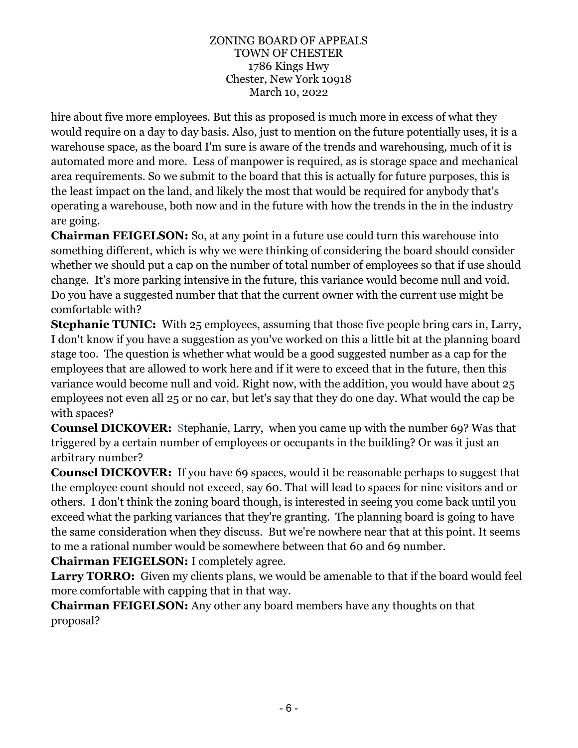hire about five more employees. But this as proposed is much more in excess of what they would require on a day to day basis. Also, just to mention on the future potentially uses, it is a warehouse space, as the board I'm sure is aware of the trends and warehousing, much of it is automated more and more. Less of manpower is required, as is storage space and mechanical area requirements. So we submit to the board that this is actually for future purposes, this is the least impact on the land, and likely the most that would be required for anybody that's operating a warehouse, both now and in the future with how the trends in the in the industry are going.

**Chairman FEIGELSON:** So, at any point in a future use could turn this warehouse into something different, which is why we were thinking of considering the board should consider whether we should put a cap on the number of total number of employees so that if use should change. It's more parking intensive in the future, this variance would become null and void. Do you have a suggested number that that the current owner with the current use might be comfortable with?

**Stephanie TUNIC:** With 25 employees, assuming that those five people bring cars in, Larry, I don't know if you have a suggestion as you've worked on this a little bit at the planning board stage too. The question is whether what would be a good suggested number as a cap for the employees that are allowed to work here and if it were to exceed that in the future, then this variance would become null and void. Right now, with the addition, you would have about 25 employees not even all 25 or no car, but let's say that they do one day. What would the cap be with spaces?

**Counsel DICKOVER:** Stephanie, Larry, when you came up with the number 69? Was that triggered by a certain number of employees or occupants in the building? Or was it just an arbitrary number?

**Counsel DICKOVER:** If you have 69 spaces, would it be reasonable perhaps to suggest that the employee count should not exceed, say 60. That will lead to spaces for nine visitors and or others. I don't think the zoning board though, is interested in seeing you come back until you exceed what the parking variances that they're granting. The planning board is going to have the same consideration when they discuss. But we're nowhere near that at this point. It seems to me a rational number would be somewhere between that 60 and 69 number.

**Chairman FEIGELSON:** I completely agree.

**Larry TORRO:** Given my clients plans, we would be amenable to that if the board would feel more comfortable with capping that in that way.

**Chairman FEIGELSON:** Any other any board members have any thoughts on that proposal?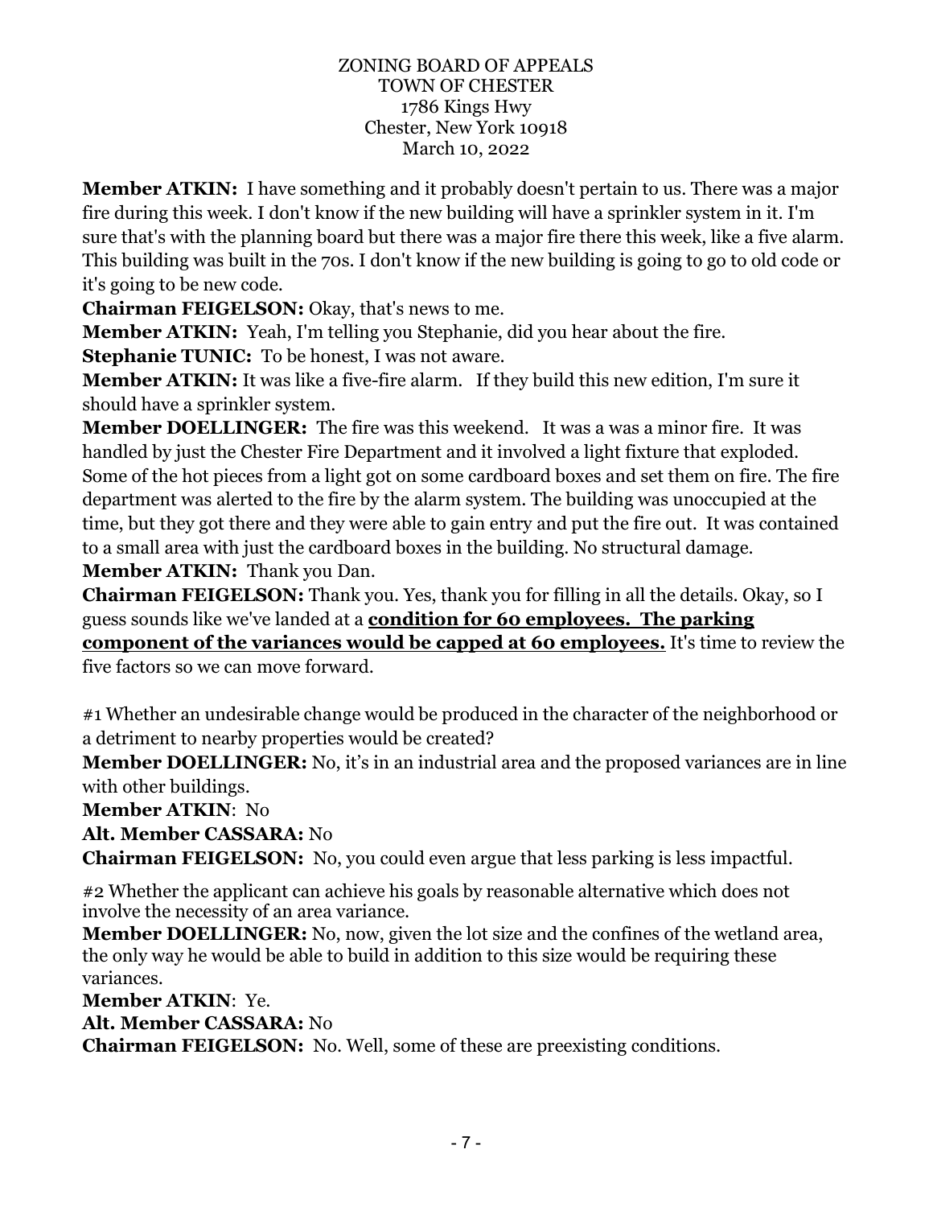ZONING BOARD OF APPEALS
TOWN OF CHESTER
1786 Kings Hwy
Chester, New York 10918
March 10, 2022

**Member ATKIN:** I have something and it probably doesn't pertain to us. There was a major fire during this week. I don't know if the new building will have a sprinkler system in it. I'm sure that's with the planning board but there was a major fire there this week, like a five alarm. This building was built in the 70s. I don't know if the new building is going to go to old code or it's going to be new code.

**Chairman FEIGELSON:** Okay, that's news to me.

**Member ATKIN:** Yeah, I'm telling you Stephanie, did you hear about the fire.

**Stephanie TUNIC:** To be honest, I was not aware.

**Member ATKIN:** It was like a five-fire alarm. If they build this new edition, I'm sure it should have a sprinkler system.

**Member DOELLINGER:** The fire was this weekend. It was a was a minor fire. It was handled by just the Chester Fire Department and it involved a light fixture that exploded. Some of the hot pieces from a light got on some cardboard boxes and set them on fire. The fire department was alerted to the fire by the alarm system. The building was unoccupied at the time, but they got there and they were able to gain entry and put the fire out. It was contained to a small area with just the cardboard boxes in the building. No structural damage.

**Member ATKIN:** Thank you Dan.

**Chairman FEIGELSON:** Thank you. Yes, thank you for filling in all the details. Okay, so I guess sounds like we've landed at a **condition for 60 employees. The parking component of the variances would be capped at 60 employees.** It's time to review the five factors so we can move forward.

#1 Whether an undesirable change would be produced in the character of the neighborhood or a detriment to nearby properties would be created?

**Member DOELLINGER:** No, it's in an industrial area and the proposed variances are in line with other buildings.

**Member ATKIN**: No

**Alt. Member CASSARA:** No

**Chairman FEIGELSON:** No, you could even argue that less parking is less impactful.

#2 Whether the applicant can achieve his goals by reasonable alternative which does not involve the necessity of an area variance.

**Member DOELLINGER:** No, now, given the lot size and the confines of the wetland area, the only way he would be able to build in addition to this size would be requiring these variances.

**Member ATKIN**: Ye.

**Alt. Member CASSARA:** No

**Chairman FEIGELSON:** No. Well, some of these are preexisting conditions.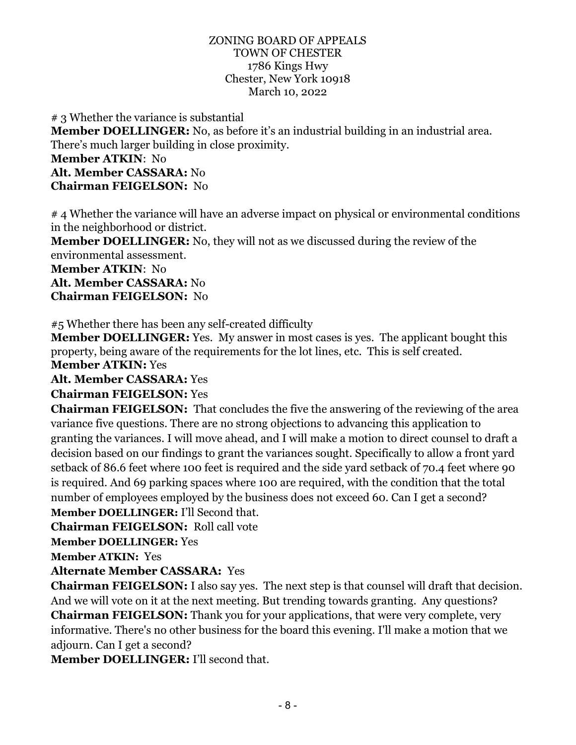ZONING BOARD OF APPEALS
TOWN OF CHESTER
1786 Kings Hwy
Chester, New York 10918
March 10, 2022

# 3 Whether the variance is substantial
**Member DOELLINGER:** No, as before it's an industrial building in an industrial area. There's much larger building in close proximity.
**Member ATKIN**: No
**Alt. Member CASSARA:** No
**Chairman FEIGELSON:** No

# 4 Whether the variance will have an adverse impact on physical or environmental conditions in the neighborhood or district.
**Member DOELLINGER:** No, they will not as we discussed during the review of the environmental assessment.
**Member ATKIN**: No
**Alt. Member CASSARA:** No
**Chairman FEIGELSON:** No

#5 Whether there has been any self-created difficulty
**Member DOELLINGER:** Yes. My answer in most cases is yes. The applicant bought this property, being aware of the requirements for the lot lines, etc. This is self created.
**Member ATKIN:** Yes
**Alt. Member CASSARA:** Yes
**Chairman FEIGELSON:** Yes
**Chairman FEIGELSON:** That concludes the five the answering of the reviewing of the area variance five questions. There are no strong objections to advancing this application to granting the variances. I will move ahead, and I will make a motion to direct counsel to draft a decision based on our findings to grant the variances sought. Specifically to allow a front yard setback of 86.6 feet where 100 feet is required and the side yard setback of 70.4 feet where 90 is required. And 69 parking spaces where 100 are required, with the condition that the total number of employees employed by the business does not exceed 60. Can I get a second?
**Member DOELLINGER:** I'll Second that.
**Chairman FEIGELSON:** Roll call vote
**Member DOELLINGER:** Yes
**Member ATKIN:** Yes
**Alternate Member CASSARA:** Yes
**Chairman FEIGELSON:** I also say yes. The next step is that counsel will draft that decision. And we will vote on it at the next meeting. But trending towards granting. Any questions?
**Chairman FEIGELSON:** Thank you for your applications, that were very complete, very informative. There's no other business for the board this evening. I'll make a motion that we adjourn. Can I get a second?
**Member DOELLINGER:** I'll second that.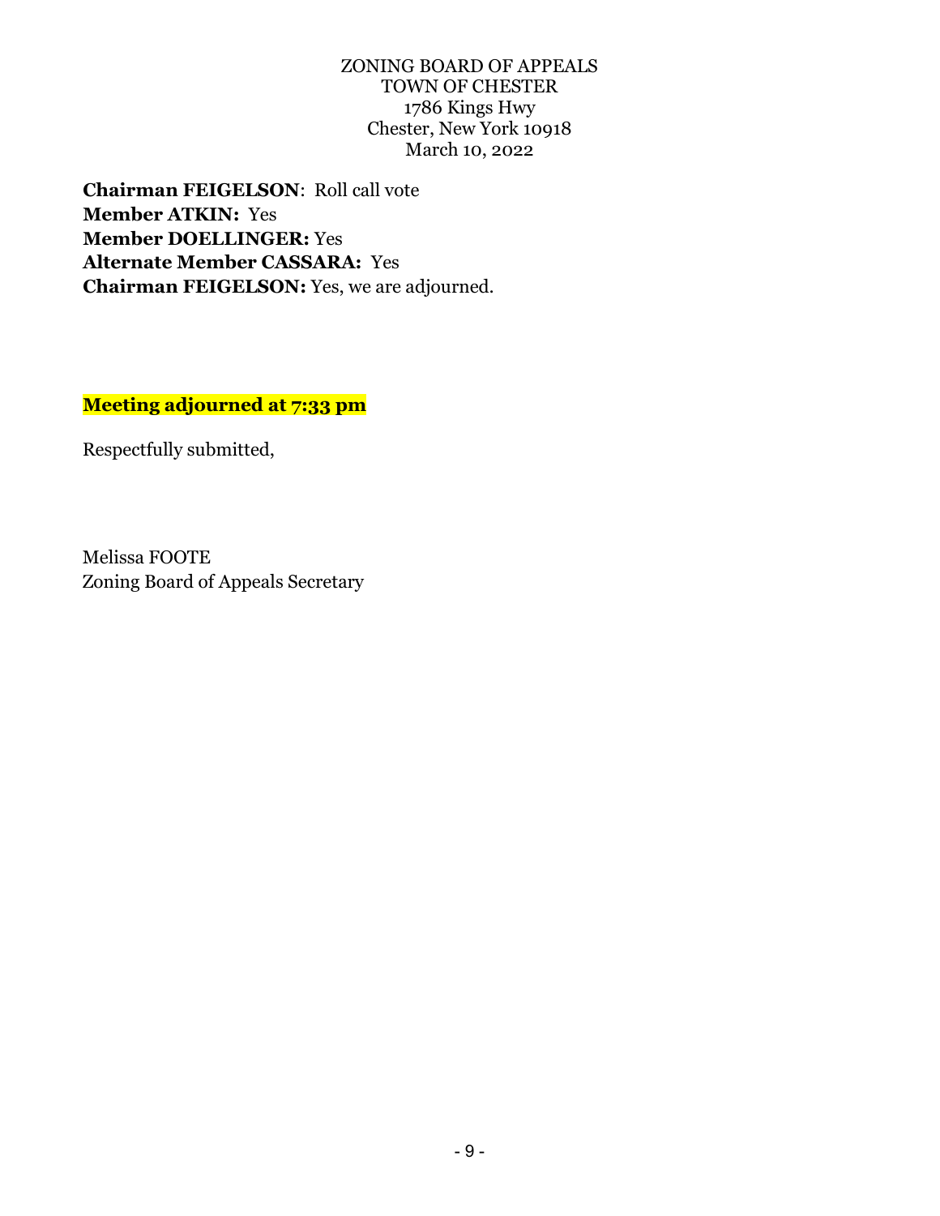ZONING BOARD OF APPEALS
TOWN OF CHESTER
1786 Kings Hwy
Chester, New York 10918
March 10, 2022

**Chairman FEIGELSON**: Roll call vote
**Member ATKIN:** Yes
**Member DOELLINGER:** Yes
**Alternate Member CASSARA:** Yes
**Chairman FEIGELSON:** Yes, we are adjourned.

**Meeting adjourned at 7:33 pm**

Respectfully submitted,

Melissa FOOTE
Zoning Board of Appeals Secretary